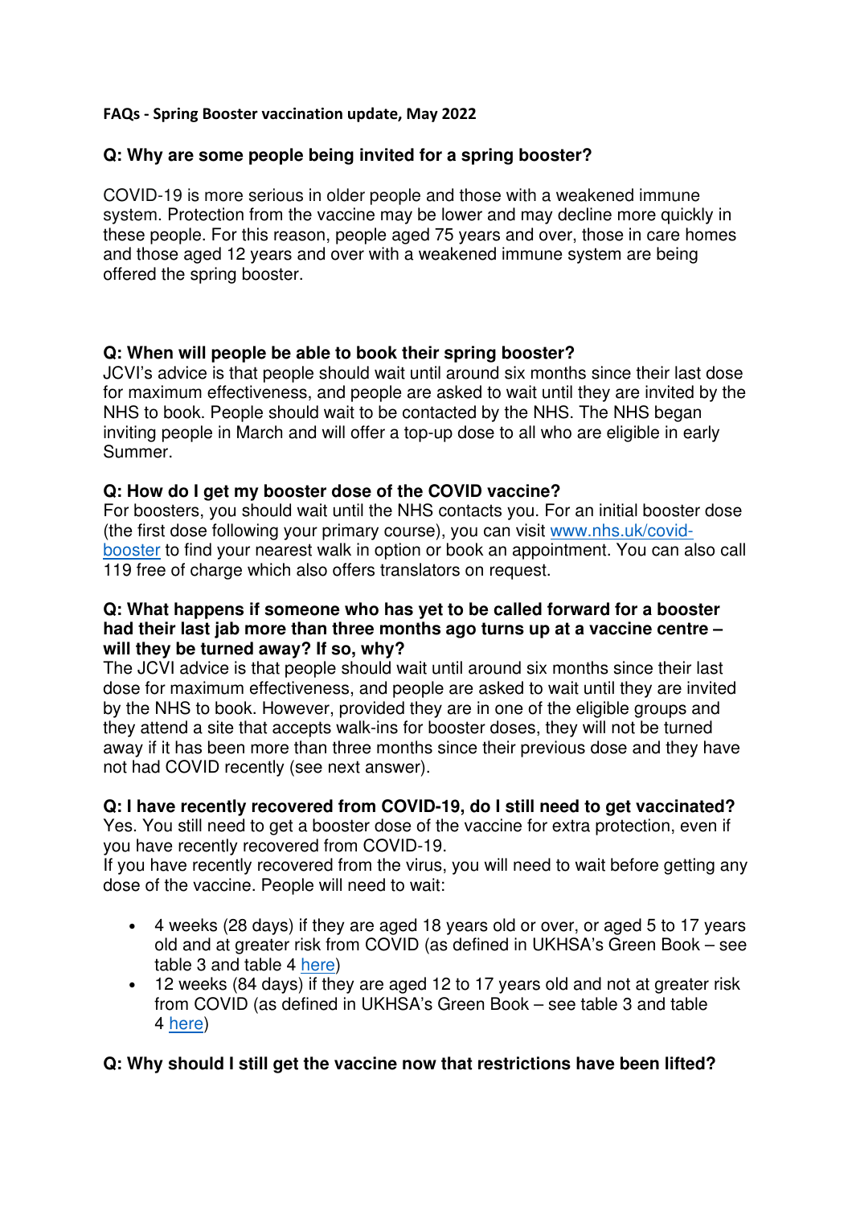**FAQs - Spring Booster vaccination update, May 2022**

**Q: Why are some people being invited for a spring booster?**

COVID-19 is more serious in older people and those with a weakened immune system. Protection from the vaccine may be lower and may decline more quickly in these people. For this reason, people aged 75 years and over, those in care homes and those aged 12 years and over with a weakened immune system are being offered the spring booster.

**Q: When will people be able to book their spring booster?**

JCVI's advice is that people should wait until around six months since their last dose for maximum effectiveness, and people are asked to wait until they are invited by the NHS to book. People should wait to be contacted by the NHS. The NHS began inviting people in March and will offer a top-up dose to all who are eligible in early Summer.

**Q: How do I get my booster dose of the COVID vaccine?**

For boosters, you should wait until the NHS contacts you. For an initial booster dose (the first dose following your primary course), you can visit [www.nhs.uk/covid-booster](www.nhs.uk/covid-booster) to find your nearest walk in option or book an appointment. You can also call 119 free of charge which also offers translators on request.

**Q: What happens if someone who has yet to be called forward for a booster had their last jab more than three months ago turns up at a vaccine centre – will they be turned away? If so, why?**

The JCVI advice is that people should wait until around six months since their last dose for maximum effectiveness, and people are asked to wait until they are invited by the NHS to book. However, provided they are in one of the eligible groups and they attend a site that accepts walk-ins for booster doses, they will not be turned away if it has been more than three months since their previous dose and they have not had COVID recently (see next answer).

**Q: I have recently recovered from COVID-19, do I still need to get vaccinated?**

Yes. You still need to get a booster dose of the vaccine for extra protection, even if you have recently recovered from COVID-19.

If you have recently recovered from the virus, you will need to wait before getting any dose of the vaccine. People will need to wait:

- 4 weeks (28 days) if they are aged 18 years old or over, or aged 5 to 17 years old and at greater risk from COVID (as defined in UKHSA's Green Book – see table 3 and table 4 here)
- 12 weeks (84 days) if they are aged 12 to 17 years old and not at greater risk from COVID (as defined in UKHSA's Green Book – see table 3 and table 4 here)

**Q: Why should I still get the vaccine now that restrictions have been lifted?**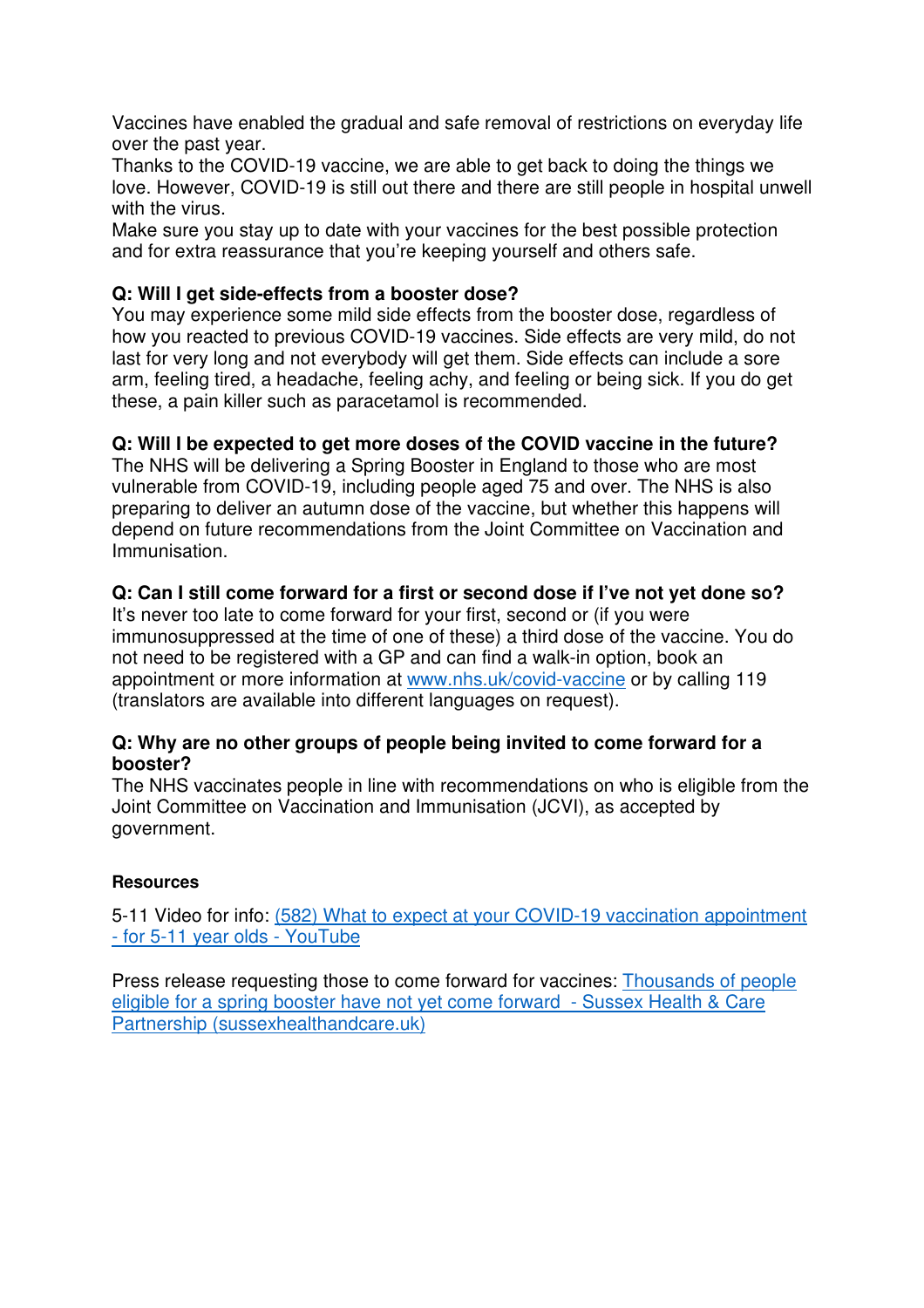Vaccines have enabled the gradual and safe removal of restrictions on everyday life over the past year.
Thanks to the COVID-19 vaccine, we are able to get back to doing the things we love. However, COVID-19 is still out there and there are still people in hospital unwell with the virus.
Make sure you stay up to date with your vaccines for the best possible protection and for extra reassurance that you're keeping yourself and others safe.

**Q: Will I get side-effects from a booster dose?**
You may experience some mild side effects from the booster dose, regardless of how you reacted to previous COVID-19 vaccines. Side effects are very mild, do not last for very long and not everybody will get them. Side effects can include a sore arm, feeling tired, a headache, feeling achy, and feeling or being sick. If you do get these, a pain killer such as paracetamol is recommended.

**Q: Will I be expected to get more doses of the COVID vaccine in the future?**
The NHS will be delivering a Spring Booster in England to those who are most vulnerable from COVID-19, including people aged 75 and over. The NHS is also preparing to deliver an autumn dose of the vaccine, but whether this happens will depend on future recommendations from the Joint Committee on Vaccination and Immunisation.

**Q: Can I still come forward for a first or second dose if I've not yet done so?**
It's never too late to come forward for your first, second or (if you were immunosuppressed at the time of one of these) a third dose of the vaccine. You do not need to be registered with a GP and can find a walk-in option, book an appointment or more information at [www.nhs.uk/covid-vaccine](www.nhs.uk/covid-vaccine) or by calling 119 (translators are available into different languages on request).

**Q: Why are no other groups of people being invited to come forward for a booster?**
The NHS vaccinates people in line with recommendations on who is eligible from the Joint Committee on Vaccination and Immunisation (JCVI), as accepted by government.

**Resources**

5-11 Video for info: [(582) What to expect at your COVID-19 vaccination appointment - for 5-11 year olds - YouTube]()

Press release requesting those to come forward for vaccines: [Thousands of people eligible for a spring booster have not yet come forward - Sussex Health & Care Partnership (sussexhealthandcare.uk)]()